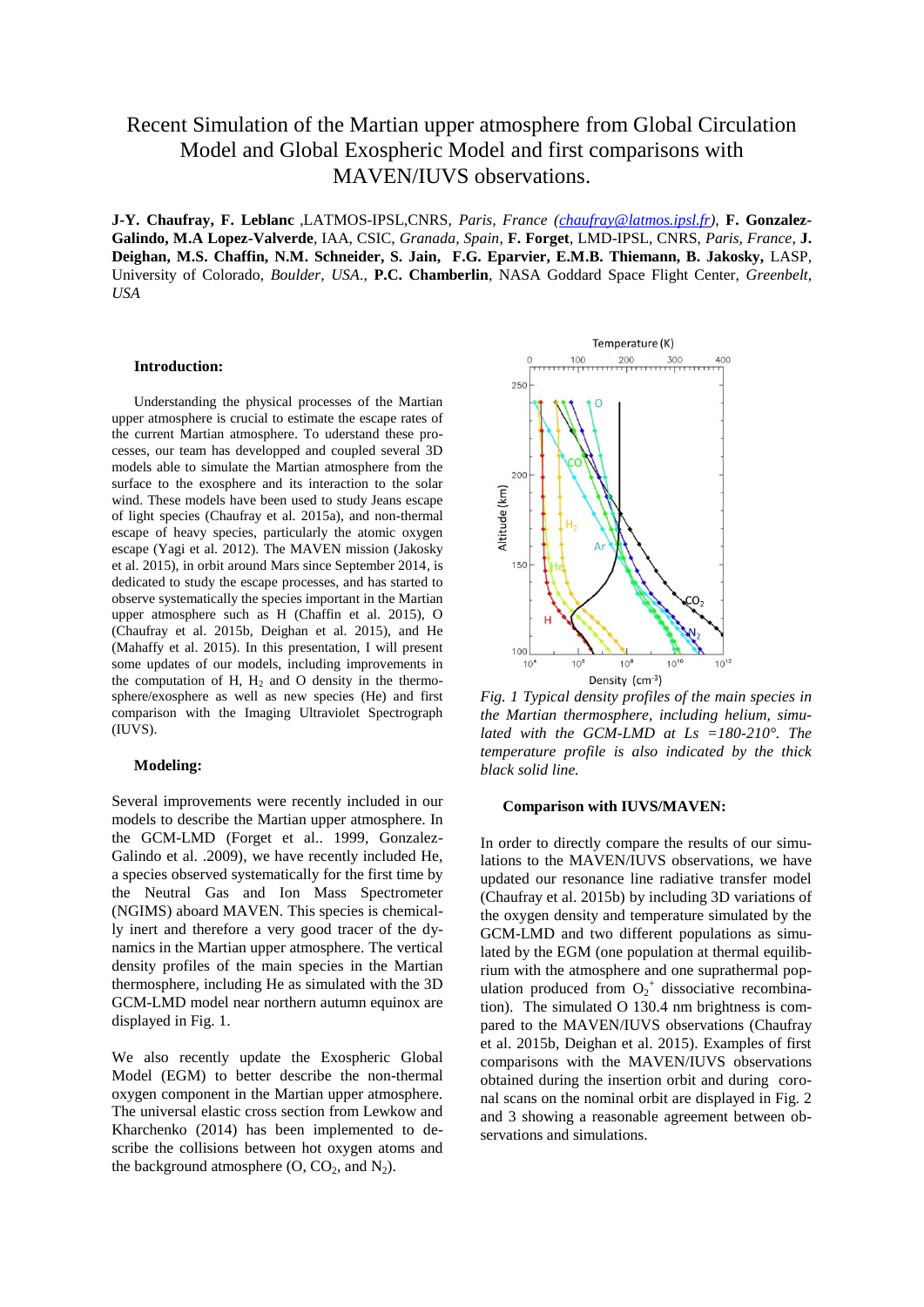# Recent Simulation of the Martian upper atmosphere from Global Circulation Model and Global Exospheric Model and first comparisons with MAVEN/IUVS observations.

**J-Y. Chaufray, F. Leblanc** ,LATMOS-IPSL,CNRS, *Paris, France (chaufray@latmos.ipsl.fr)*, **F. Gonzalez-Galindo, M.A Lopez-Valverde**, IAA, CSIC, *Granada, Spain*, **F. Forget**, LMD-IPSL, CNRS, *Paris, France*, **J. Deighan, M.S. Chaffin, N.M. Schneider, S. Jain, F.G. Eparvier, E.M.B. Thiemann, B. Jakosky,** LASP, University of Colorado, *Boulder, USA*., **P.C. Chamberlin**, NASA Goddard Space Flight Center, *Greenbelt, USA*

## Introduction:

Understanding the physical processes of the Martian upper atmosphere is crucial to estimate the escape rates of the current Martian atmosphere. To understand these processes, our team has developped and coupled several 3D models able to simulate the Martian atmosphere from the surface to the exosphere and its interaction to the solar wind. These models have been used to study Jeans escape of light species (Chaufray et al. 2015a), and non-thermal escape of heavy species, particularly the atomic oxygen escape (Yagi et al. 2012). The MAVEN mission (Jakosky et al. 2015), in orbit around Mars since September 2014, is dedicated to study the escape processes, and has started to observe systematically the species important in the Martian upper atmosphere such as H (Chaffin et al. 2015), O (Chaufray et al. 2015b, Deighan et al. 2015), and He (Mahaffy et al. 2015). In this presentation, I will present some updates of our models, including improvements in the computation of H, $H_2$ and O density in the thermosphere/exosphere as well as new species (He) and first comparison with the Imaging Ultraviolet Spectrograph (IUVS).

## Modeling:

Several improvements were recently included in our models to describe the Martian upper atmosphere. In the GCM-LMD (Forget et al.. 1999, Gonzalez-Galindo et al. .2009), we have recently included He, a species observed systematically for the first time by the Neutral Gas and Ion Mass Spectrometer (NGIMS) aboard MAVEN. This species is chemically inert and therefore a very good tracer of the dynamics in the Martian upper atmosphere. The vertical density profiles of the main species in the Martian thermosphere, including He as simulated with the 3D GCM-LMD model near northern autumn equinox are displayed in Fig. 1.

We also recently update the Exospheric Global Model (EGM) to better describe the non-thermal oxygen component in the Martian upper atmosphere. The universal elastic cross section from Lewkow and Kharchenko (2014) has been implemented to describe the collisions between hot oxygen atoms and the background atmosphere (O, $CO_2$, and $N_2$).

*Fig. 1 Typical density profiles of the main species in the Martian thermosphere, including helium, simulated with the GCM-LMD at Ls =180-210°. The temperature profile is also indicated by the thick black solid line.*

## Comparison with IUVS/MAVEN:

In order to directly compare the results of our simulations to the MAVEN/IUVS observations, we have updated our resonance line radiative transfer model (Chaufray et al. 2015b) by including 3D variations of the oxygen density and temperature simulated by the GCM-LMD and two different populations as simulated by the EGM (one population at thermal equilibrium with the atmosphere and one suprathermal population produced from $O_2^+$ dissociative recombination). The simulated O 130.4 nm brightness is compared to the MAVEN/IUVS observations (Chaufray et al. 2015b, Deighan et al. 2015). Examples of first comparisons with the MAVEN/IUVS observations obtained during the insertion orbit and during coronal scans on the nominal orbit are displayed in Fig. 2 and 3 showing a reasonable agreement between observations and simulations.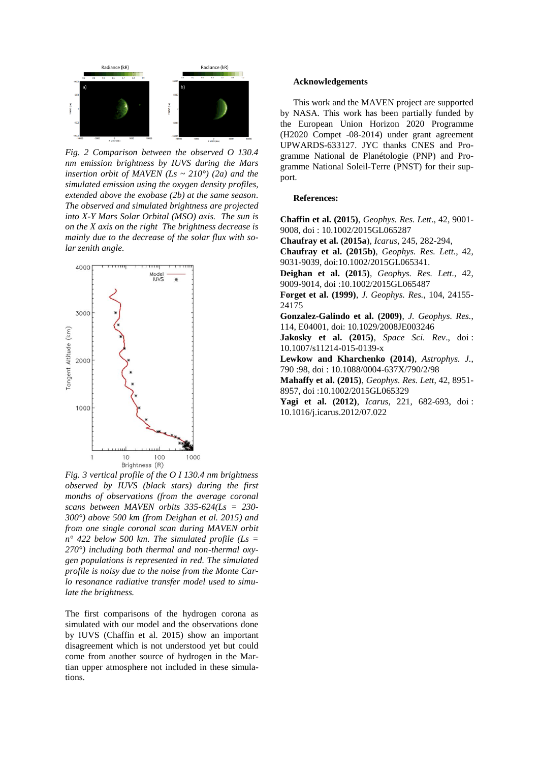Radiance (kR)

a)

b)

*Fig. 2 Comparison between the observed O 130.4 nm emission brightness by IUVS during the Mars insertion orbit of MAVEN (Ls ~ 210°) (2a) and the simulated emission using the oxygen density profiles, extended above the exobase (2b) at the same season. The observed and simulated brightness are projected into X-Y Mars Solar Orbital (MSO) axis. The sun is on the X axis on the right The brightness decrease is mainly due to the decrease of the solar flux with solar zenith angle.*

Model
IUVS

Tangent Altitude (km)

4000
3000
2000
1000

1
10
100
1000

Brightness (R)

*Fig. 3 vertical profile of the O I 130.4 nm brightness observed by IUVS (black stars) during the first months of observations (from the average coronal scans between MAVEN orbits 335-624(Ls = 230-300°) above 500 km (from Deighan et al. 2015) and from one single coronal scan during MAVEN orbit n° 422 below 500 km. The simulated profile (Ls = 270°) including both thermal and non-thermal oxygen populations is represented in red. The simulated profile is noisy due to the noise from the Monte Carlo resonance radiative transfer model used to simulate the brightness.*

The first comparisons of the hydrogen corona as simulated with our model and the observations done by IUVS (Chaffin et al. 2015) show an important disagreement which is not understood yet but could come from another source of hydrogen in the Martian upper atmosphere not included in these simulations.

**Acknowledgements**

This work and the MAVEN project are supported by NASA. This work has been partially funded by the European Union Horizon 2020 Programme (H2020 Compet -08-2014) under grant agreement UPWARDS-633127. JYC thanks CNES and Programme National de Planétologie (PNP) and Programme National Soleil-Terre (PNST) for their support.

**References:**

**Chaffin et al. (2015)**, *Geophys. Res. Lett*., 42, 9001-9008, doi : 10.1002/2015GL065287

**Chaufray et al. (2015a**), *Icarus*, 245, 282-294,

**Chaufray et al. (2015b)**, *Geophys. Res. Lett.*, 42, 9031-9039, doi:10.1002/2015GL065341.

**Deighan et al. (2015)**, *Geophys. Res. Lett.*, 42, 9009-9014, doi :10.1002/2015GL065487

**Forget et al. (1999)**, *J. Geophys. Res.*, 104, 24155-24175

**Gonzalez-Galindo et al. (2009)**, *J. Geophys. Res.*, 114, E04001, doi: 10.1029/2008JE003246

**Jakosky et al. (2015)**, *Space Sci. Rev*., doi : 10.1007/s11214-015-0139-x

**Lewkow and Kharchenko (2014)**, *Astrophys. J.*, 790 :98, doi : 10.1088/0004-637X/790/2/98

**Mahaffy et al. (2015)**, *Geophys. Res. Lett*, 42, 8951-8957, doi :10.1002/2015GL065329

**Yagi et al. (2012)**, *Icarus*, 221, 682-693, doi : 10.1016/j.icarus.2012/07.022